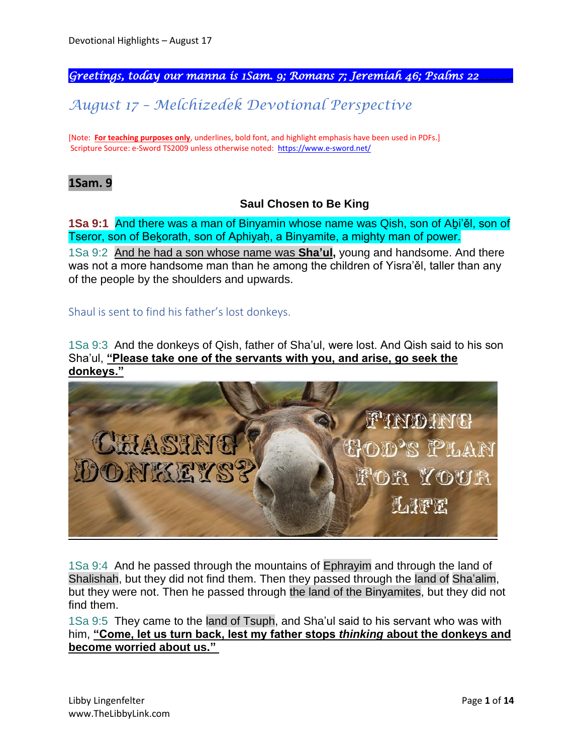*Greetings, today our manna is 1Sam. 9; Romans 7; Jeremiah 46; Psalms 22*

# *August 17 – Melchizedek Devotional Perspective*

[Note: **For teaching purposes only**, underlines, bold font, and highlight emphasis have been used in PDFs.]
Scripture Source: e-Sword TS2009 unless otherwise noted: https://www.e-sword.net/

## 1Sam. 9

### Saul Chosen to Be King

**1Sa 9:1** And there was a man of Binyamin whose name was Qish, son of Aḇi'ěl, son of Tseror, son of Beḵorath, son of Aphiyaḥ, a Binyamite, a mighty man of power.

1Sa 9:2 And he had a son whose name was **Sha'ul,** young and handsome. And there was not a more handsome man than he among the children of Yisra'ěl, taller than any of the people by the shoulders and upwards.

Shaul is sent to find his father's lost donkeys.

1Sa 9:3 And the donkeys of Qish, father of Sha'ul, were lost. And Qish said to his son Sha'ul, **"Please take one of the servants with you, and arise, go seek the donkeys."**

1Sa 9:4 And he passed through the mountains of Ephrayim and through the land of Shalishah, but they did not find them. Then they passed through the land of Sha'alim, but they were not. Then he passed through the land of the Binyamites, but they did not find them.

1Sa 9:5 They came to the land of Tsuph, and Sha'ul said to his servant who was with him, **"Come, let us turn back, lest my father stops *thinking* about the donkeys and become worried about us."**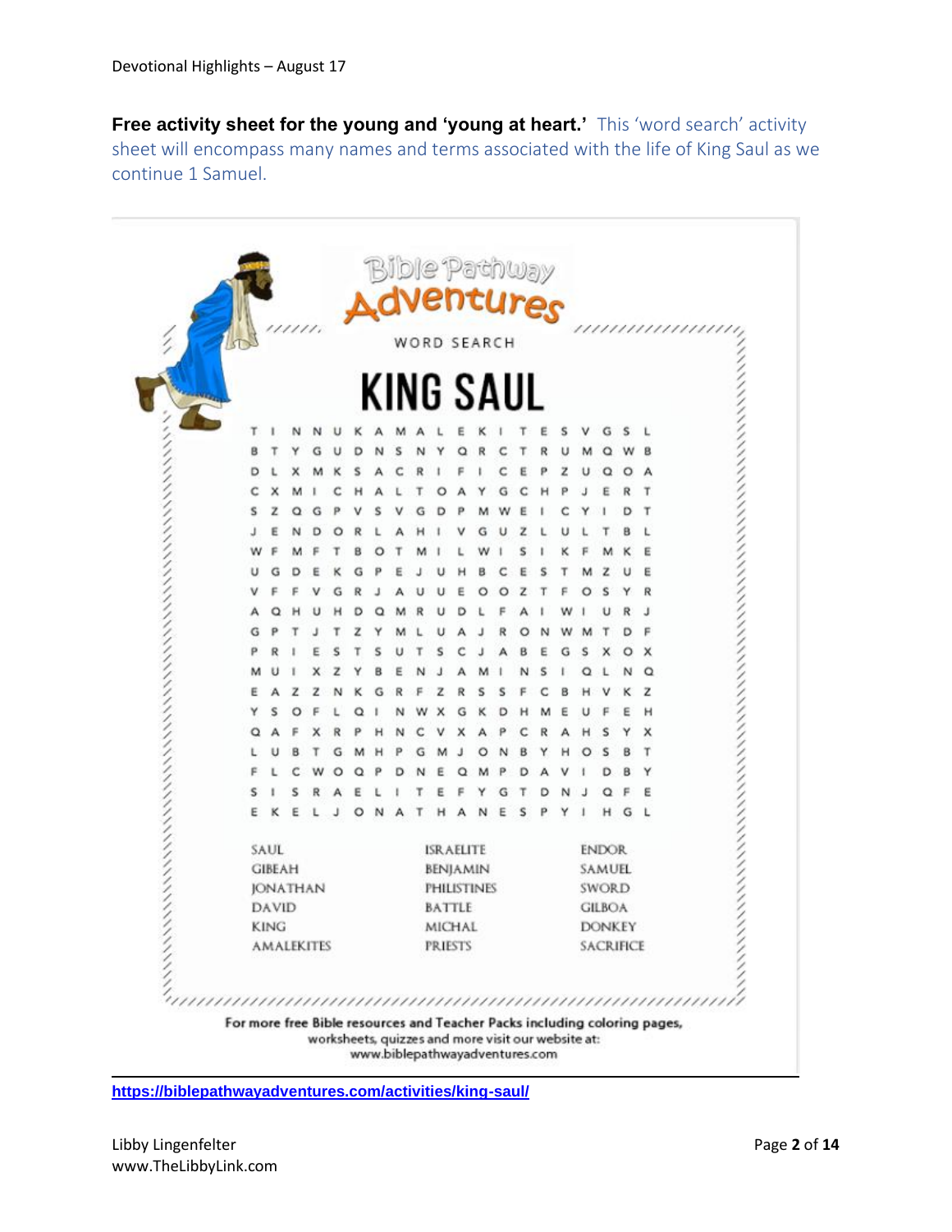**Free activity sheet for the young and 'young at heart.'** This 'word search' activity sheet will encompass many names and terms associated with the life of King Saul as we continue 1 Samuel.

Bible Pathway Adventures

WORD SEARCH

# KING SAUL

```
T I N N U K A M A L E K I T E S V G S L
B T Y G U D N S N Y Q R C T R U M Q W B
D L X M K S A C R I F I C E P Z U Q O A
C X M I C H A L T O A Y G C H P J E R T
S Z Q G P V S V G D P M W E I C Y I D T
J E N D O R L A H I V G U Z L U L T B L
W F M F T B O T M I L W I S I K F M K E
U G D E K G P E J U H B C E S T M Z U E
V F F V G R J A U U E O O Z T F O S Y R
A Q H U H D Q M R U D L F A I W I U R J
G P T J T Z Y M L U A J R O N W M T D F
P R I E S T S U T S C J A B E G S X O X
M U I X Z Y B E N J A M I N S I Q L N Q
E A Z Z N K G R F Z R S S F C B H V K Z
Y S O F L Q I N W X G K D H M E U F E H
Q A F X R P H N C V X A P C R A H S Y X
L U B T G M H P G M J O N B Y H O S B T
F L C W O Q P D N E Q M P D A V I D B Y
S I S R A E L I T E F Y G T D N J Q F E
E K E L J O N A T H A N E S P Y I H G L
```

| | | |
|---|---|---|
| SAUL | ISRAELITE | ENDOR |
| GIBEAH | BENJAMIN | SAMUEL |
| JONATHAN | PHILISTINES | SWORD |
| DAVID | BATTLE | GILBOA |
| KING | MICHAL | DONKEY |
| AMALEKITES | PRIESTS | SACRIFICE |

For more free Bible resources and Teacher Packs including coloring pages, worksheets, quizzes and more visit our website at: www.biblepathwayadventures.com

https://biblepathwayadventures.com/activities/king-saul/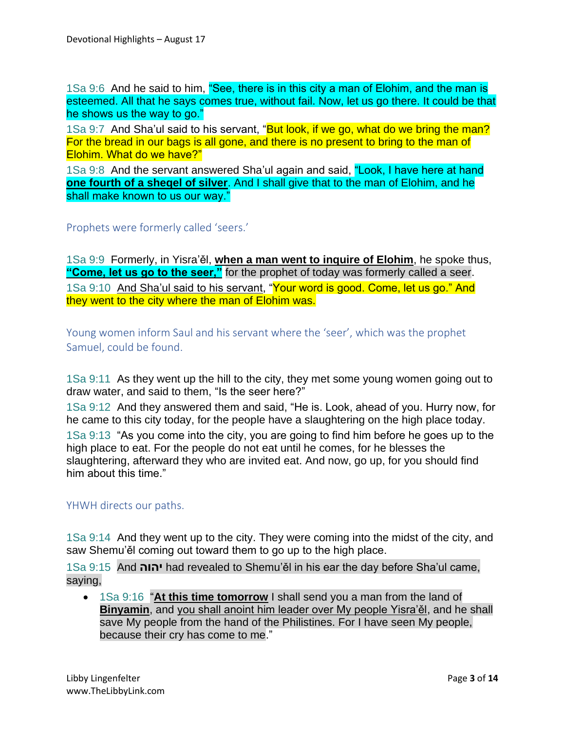1Sa 9:6 And he said to him, "See, there is in this city a man of Elohim, and the man is esteemed. All that he says comes true, without fail. Now, let us go there. It could be that he shows us the way to go."

1Sa 9:7 And Sha'ul said to his servant, "But look, if we go, what do we bring the man? For the bread in our bags is all gone, and there is no present to bring to the man of Elohim. What do we have?"

1Sa 9:8 And the servant answered Sha'ul again and said, "Look, I have here at hand **one fourth of a sheqel of silver**. And I shall give that to the man of Elohim, and he shall make known to us our way."

Prophets were formerly called 'seers.'

1Sa 9:9 Formerly, in Yisra'ěl, **when a man went to inquire of Elohim**, he spoke thus, **"Come, let us go to the seer,"** for the prophet of today was formerly called a seer.

1Sa 9:10 And Sha'ul said to his servant, "Your word is good. Come, let us go." And they went to the city where the man of Elohim was.

Young women inform Saul and his servant where the 'seer', which was the prophet Samuel, could be found.

1Sa 9:11 As they went up the hill to the city, they met some young women going out to draw water, and said to them, "Is the seer here?"

1Sa 9:12 And they answered them and said, "He is. Look, ahead of you. Hurry now, for he came to this city today, for the people have a slaughtering on the high place today.

1Sa 9:13 "As you come into the city, you are going to find him before he goes up to the high place to eat. For the people do not eat until he comes, for he blesses the slaughtering, afterward they who are invited eat. And now, go up, for you should find him about this time."

YHWH directs our paths.

1Sa 9:14 And they went up to the city. They were coming into the midst of the city, and saw Shemu'ěl coming out toward them to go up to the high place.

1Sa 9:15 And **יהוה** had revealed to Shemu'ěl in his ear the day before Sha'ul came, saying,

- 1Sa 9:16 "**At this time tomorrow** I shall send you a man from the land of **Binyamin**, and you shall anoint him leader over My people Yisra'ěl, and he shall save My people from the hand of the Philistines. For I have seen My people, because their cry has come to me."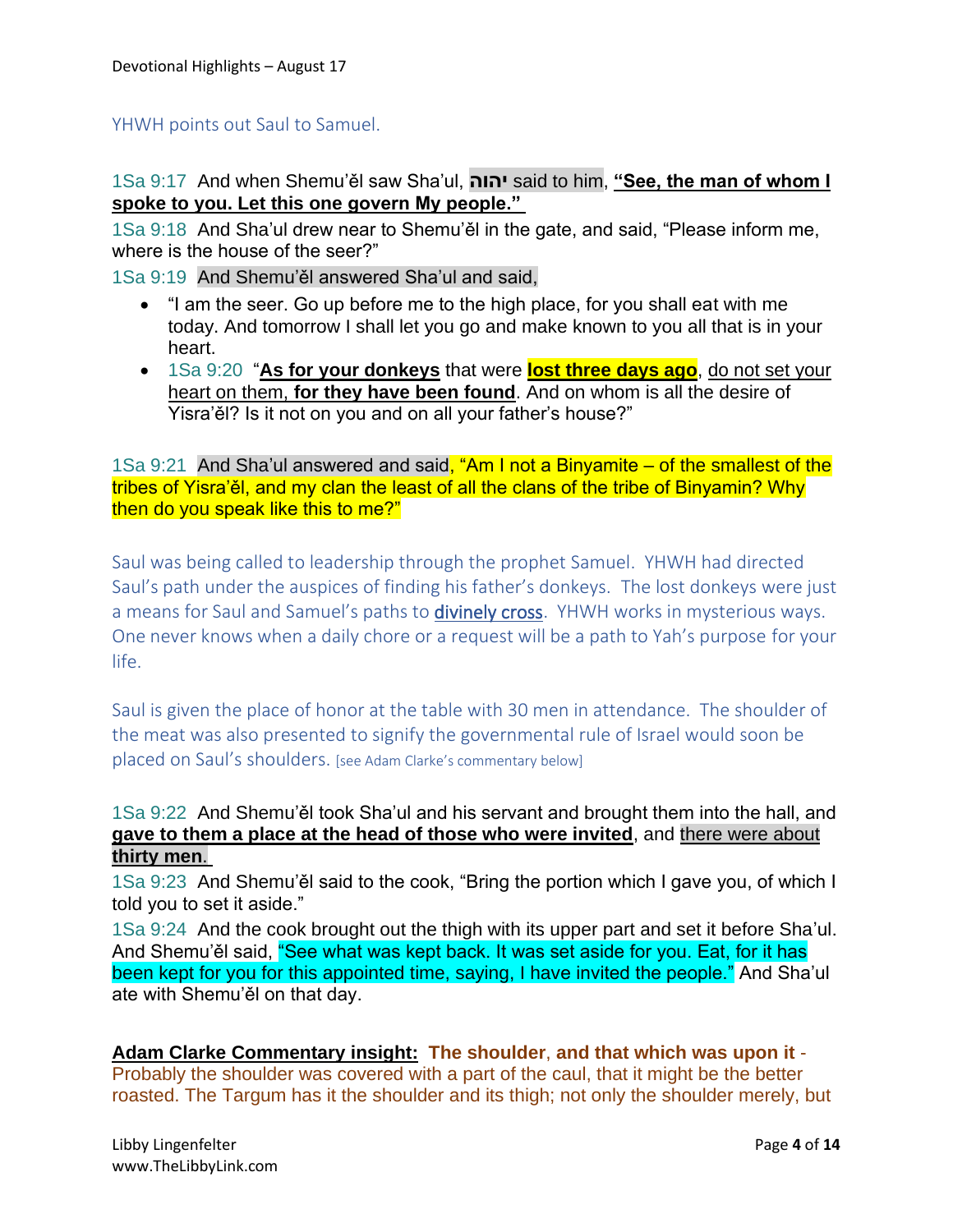YHWH points out Saul to Samuel.

1Sa 9:17 And when Shemu'ěl saw Sha'ul, **יהוה** said to him, **"See, the man of whom I spoke to you. Let this one govern My people."**

1Sa 9:18 And Sha'ul drew near to Shemu'ěl in the gate, and said, "Please inform me, where is the house of the seer?"

1Sa 9:19 And Shemu'ěl answered Sha'ul and said,

- "I am the seer. Go up before me to the high place, for you shall eat with me today. And tomorrow I shall let you go and make known to you all that is in your heart.
- 1Sa 9:20 "**As for your donkeys** that were **lost three days ago**, do not set your heart on them, **for they have been found**. And on whom is all the desire of Yisra'ěl? Is it not on you and on all your father's house?"

1Sa 9:21 And Sha'ul answered and said, "Am I not a Binyamite – of the smallest of the tribes of Yisra'ěl, and my clan the least of all the clans of the tribe of Binyamin? Why then do you speak like this to me?"

Saul was being called to leadership through the prophet Samuel. YHWH had directed Saul's path under the auspices of finding his father's donkeys. The lost donkeys were just a means for Saul and Samuel's paths to divinely cross. YHWH works in mysterious ways. One never knows when a daily chore or a request will be a path to Yah's purpose for your life.

Saul is given the place of honor at the table with 30 men in attendance. The shoulder of the meat was also presented to signify the governmental rule of Israel would soon be placed on Saul's shoulders. [see Adam Clarke's commentary below]

1Sa 9:22 And Shemu'ěl took Sha'ul and his servant and brought them into the hall, and **gave to them a place at the head of those who were invited**, and there were about **thirty men**.

1Sa 9:23 And Shemu'ěl said to the cook, "Bring the portion which I gave you, of which I told you to set it aside."

1Sa 9:24 And the cook brought out the thigh with its upper part and set it before Sha'ul. And Shemu'ěl said, "See what was kept back. It was set aside for you. Eat, for it has been kept for you for this appointed time, saying, I have invited the people." And Sha'ul ate with Shemu'ěl on that day.

**Adam Clarke Commentary insight:** **The shoulder**, **and that which was upon it** - Probably the shoulder was covered with a part of the caul, that it might be the better roasted. The Targum has it the shoulder and its thigh; not only the shoulder merely, but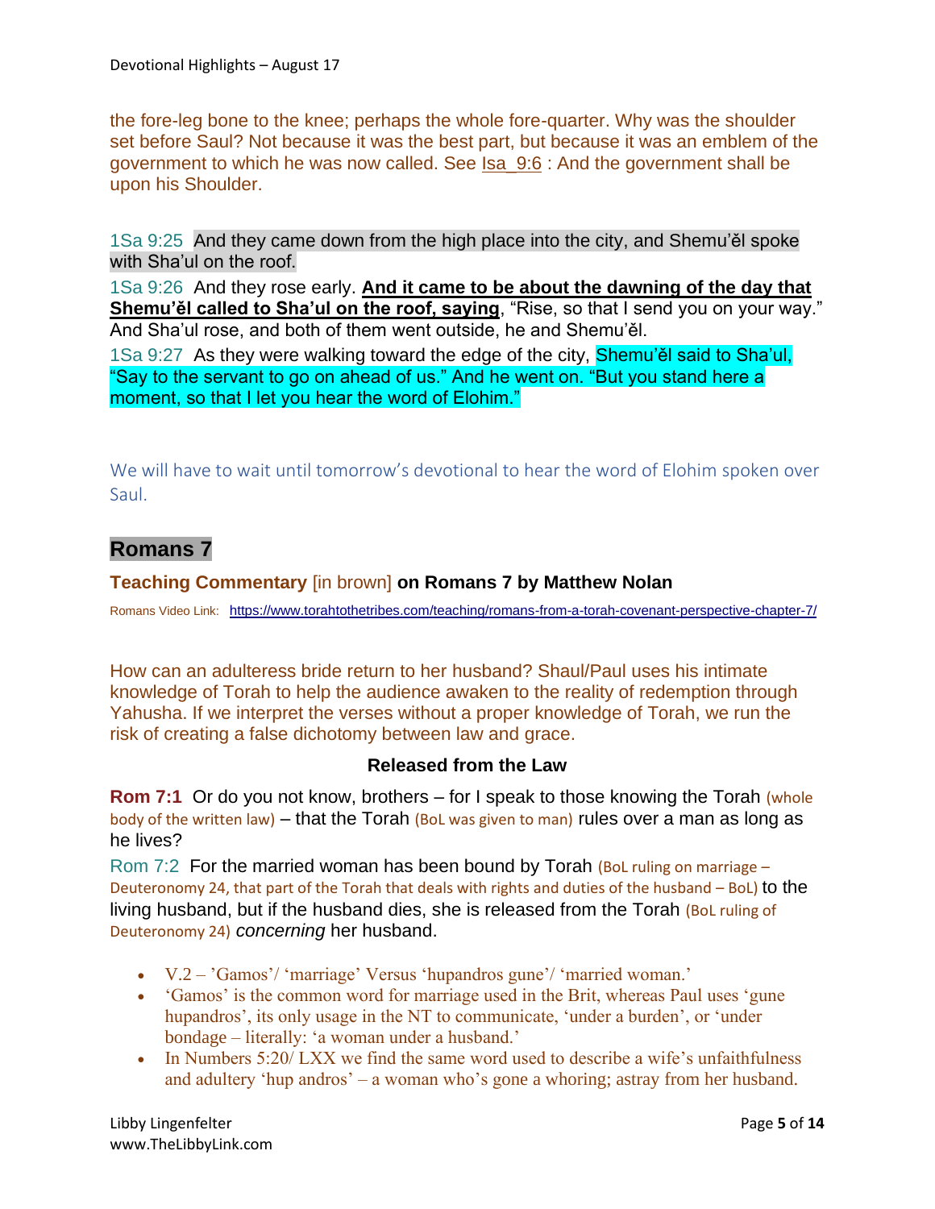the fore-leg bone to the knee; perhaps the whole fore-quarter. Why was the shoulder set before Saul? Not because it was the best part, but because it was an emblem of the government to which he was now called. See Isa_9:6 : And the government shall be upon his Shoulder.

1Sa 9:25 And they came down from the high place into the city, and Shemu'ĕl spoke with Sha'ul on the roof.

1Sa 9:26 And they rose early. **And it came to be about the dawning of the day that Shemu'ĕl called to Sha'ul on the roof, saying**, "Rise, so that I send you on your way." And Sha'ul rose, and both of them went outside, he and Shemu'ĕl.

1Sa 9:27 As they were walking toward the edge of the city, Shemu'ĕl said to Sha'ul, "Say to the servant to go on ahead of us." And he went on. "But you stand here a moment, so that I let you hear the word of Elohim."

We will have to wait until tomorrow's devotional to hear the word of Elohim spoken over Saul.

## Romans 7

### Teaching Commentary [in brown] on Romans 7 by Matthew Nolan

Romans Video Link: https://www.torahtothetribes.com/teaching/romans-from-a-torah-covenant-perspective-chapter-7/

How can an adulteress bride return to her husband? Shaul/Paul uses his intimate knowledge of Torah to help the audience awaken to the reality of redemption through Yahusha. If we interpret the verses without a proper knowledge of Torah, we run the risk of creating a false dichotomy between law and grace.

**Released from the Law**

**Rom 7:1** Or do you not know, brothers – for I speak to those knowing the Torah (whole body of the written law) – that the Torah (BoL was given to man) rules over a man as long as he lives?

Rom 7:2 For the married woman has been bound by Torah (BoL ruling on marriage – Deuteronomy 24, that part of the Torah that deals with rights and duties of the husband – BoL) to the living husband, but if the husband dies, she is released from the Torah (BoL ruling of Deuteronomy 24) *concerning* her husband.

- V.2 – 'Gamos'/ 'marriage' Versus 'hupandros gune'/ 'married woman.'
- 'Gamos' is the common word for marriage used in the Brit, whereas Paul uses 'gune hupandros', its only usage in the NT to communicate, 'under a burden', or 'under bondage – literally: 'a woman under a husband.'
- In Numbers 5:20/ LXX we find the same word used to describe a wife's unfaithfulness and adultery 'hup andros' – a woman who's gone a whoring; astray from her husband.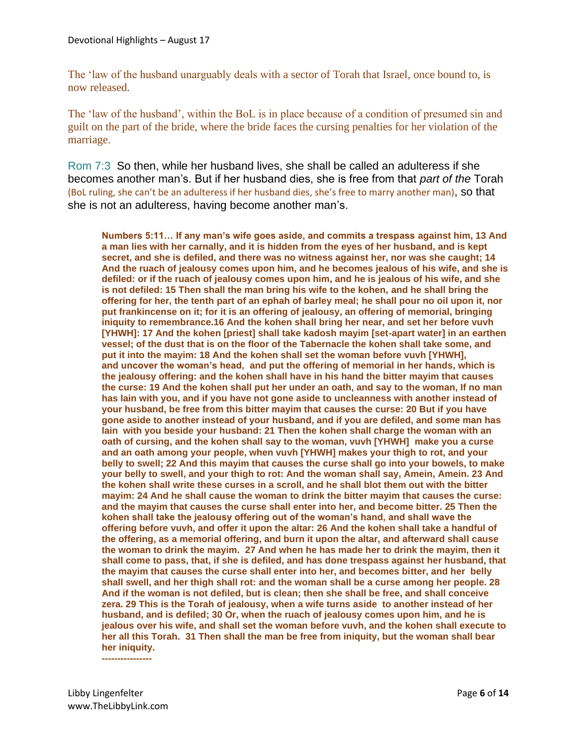The 'law of the husband unarguably deals with a sector of Torah that Israel, once bound to, is now released.

The 'law of the husband', within the BoL is in place because of a condition of presumed sin and guilt on the part of the bride, where the bride faces the cursing penalties for her violation of the marriage.

Rom 7:3 So then, while her husband lives, she shall be called an adulteress if she becomes another man's. But if her husband dies, she is free from that *part of the* Torah (BoL ruling, she can't be an adulteress if her husband dies, she's free to marry another man), so that she is not an adulteress, having become another man's.

> **Numbers 5:11… If any man's wife goes aside, and commits a trespass against him, 13 And a man lies with her carnally, and it is hidden from the eyes of her husband, and is kept secret, and she is defiled, and there was no witness against her, nor was she caught; 14 And the ruach of jealousy comes upon him, and he becomes jealous of his wife, and she is defiled: or if the ruach of jealousy comes upon him, and he is jealous of his wife, and she is not defiled: 15 Then shall the man bring his wife to the kohen, and he shall bring the offering for her, the tenth part of an ephah of barley meal; he shall pour no oil upon it, nor put frankincense on it; for it is an offering of jealousy, an offering of memorial, bringing iniquity to remembrance.16 And the kohen shall bring her near, and set her before vuvh [YHWH]: 17 And the kohen [priest] shall take kadosh mayim [set-apart water] in an earthen vessel; of the dust that is on the floor of the Tabernacle the kohen shall take some, and put it into the mayim: 18 And the kohen shall set the woman before vuvh [YHWH], and uncover the woman's head, and put the offering of memorial in her hands, which is the jealousy offering: and the kohen shall have in his hand the bitter mayim that causes the curse: 19 And the kohen shall put her under an oath, and say to the woman, If no man has lain with you, and if you have not gone aside to uncleanness with another instead of your husband, be free from this bitter mayim that causes the curse: 20 But if you have gone aside to another instead of your husband, and if you are defiled, and some man has lain with you beside your husband: 21 Then the kohen shall charge the woman with an oath of cursing, and the kohen shall say to the woman, vuvh [YHWH] make you a curse and an oath among your people, when vuvh [YHWH] makes your thigh to rot, and your belly to swell; 22 And this mayim that causes the curse shall go into your bowels, to make your belly to swell, and your thigh to rot: And the woman shall say, Amein, Amein. 23 And the kohen shall write these curses in a scroll, and he shall blot them out with the bitter mayim: 24 And he shall cause the woman to drink the bitter mayim that causes the curse: and the mayim that causes the curse shall enter into her, and become bitter. 25 Then the kohen shall take the jealousy offering out of the woman's hand, and shall wave the offering before vuvh, and offer it upon the altar: 26 And the kohen shall take a handful of the offering, as a memorial offering, and burn it upon the altar, and afterward shall cause the woman to drink the mayim. 27 And when he has made her to drink the mayim, then it shall come to pass, that, if she is defiled, and has done trespass against her husband, that the mayim that causes the curse shall enter into her, and becomes bitter, and her belly shall swell, and her thigh shall rot: and the woman shall be a curse among her people. 28 And if the woman is not defiled, but is clean; then she shall be free, and shall conceive zera. 29 This is the Torah of jealousy, when a wife turns aside to another instead of her husband, and is defiled; 30 Or, when the ruach of jealousy comes upon him, and he is jealous over his wife, and shall set the woman before vuvh, and the kohen shall execute to her all this Torah. 31 Then shall the man be free from iniquity, but the woman shall bear her iniquity.**
>
> **----------------**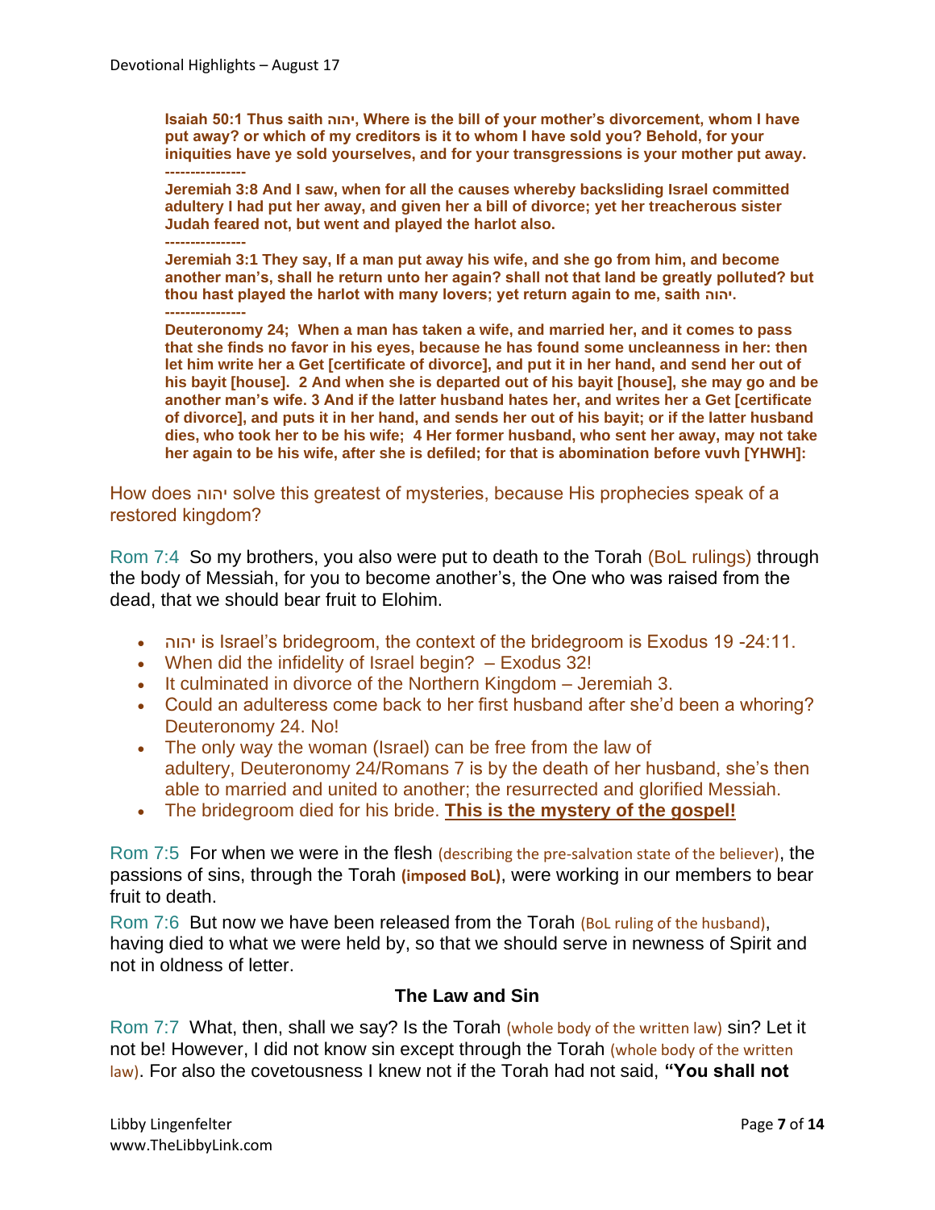**Isaiah 50:1 Thus saith יהוה, Where is the bill of your mother's divorcement, whom I have put away? or which of my creditors is it to whom I have sold you? Behold, for your iniquities have ye sold yourselves, and for your transgressions is your mother put away.**

**----------------**

**Jeremiah 3:8 And I saw, when for all the causes whereby backsliding Israel committed adultery I had put her away, and given her a bill of divorce; yet her treacherous sister Judah feared not, but went and played the harlot also.**

**----------------**

**Jeremiah 3:1 They say, If a man put away his wife, and she go from him, and become another man's, shall he return unto her again? shall not that land be greatly polluted? but thou hast played the harlot with many lovers; yet return again to me, saith יהוה.**

**----------------**

**Deuteronomy 24; When a man has taken a wife, and married her, and it comes to pass that she finds no favor in his eyes, because he has found some uncleanness in her: then let him write her a Get [certificate of divorce], and put it in her hand, and send her out of his bayit [house]. 2 And when she is departed out of his bayit [house], she may go and be another man's wife. 3 And if the latter husband hates her, and writes her a Get [certificate of divorce], and puts it in her hand, and sends her out of his bayit; or if the latter husband dies, who took her to be his wife; 4 Her former husband, who sent her away, may not take her again to be his wife, after she is defiled; for that is abomination before vuvh [YHWH]:**

How does יהוה solve this greatest of mysteries, because His prophecies speak of a restored kingdom?

Rom 7:4 So my brothers, you also were put to death to the Torah (BoL rulings) through the body of Messiah, for you to become another's, the One who was raised from the dead, that we should bear fruit to Elohim.

- יהוה is Israel's bridegroom, the context of the bridegroom is Exodus 19 -24:11.
- When did the infidelity of Israel begin? – Exodus 32!
- It culminated in divorce of the Northern Kingdom – Jeremiah 3.
- Could an adulteress come back to her first husband after she'd been a whoring? Deuteronomy 24. No!
- The only way the woman (Israel) can be free from the law of adultery, Deuteronomy 24/Romans 7 is by the death of her husband, she's then able to married and united to another; the resurrected and glorified Messiah.
- The bridegroom died for his bride. **This is the mystery of the gospel!**

Rom 7:5 For when we were in the flesh (describing the pre-salvation state of the believer), the passions of sins, through the Torah **(imposed BoL)**, were working in our members to bear fruit to death.

Rom 7:6 But now we have been released from the Torah (BoL ruling of the husband), having died to what we were held by, so that we should serve in newness of Spirit and not in oldness of letter.

### The Law and Sin

Rom 7:7 What, then, shall we say? Is the Torah (whole body of the written law) sin? Let it not be! However, I did not know sin except through the Torah (whole body of the written law). For also the covetousness I knew not if the Torah had not said, **"You shall not**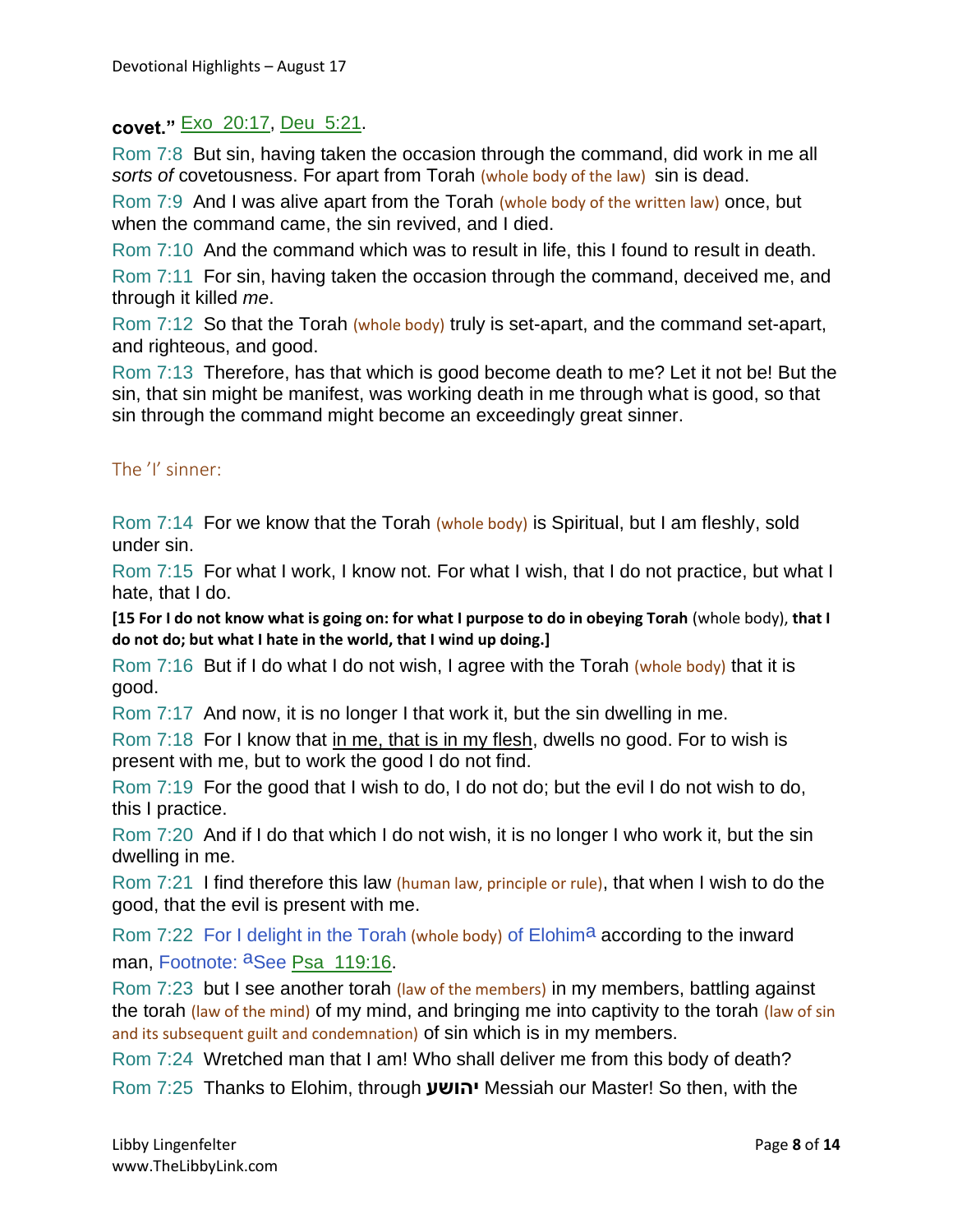**covet."** Exo 20:17, Deu 5:21.

Rom 7:8 But sin, having taken the occasion through the command, did work in me all *sorts of* covetousness. For apart from Torah (whole body of the law) sin is dead.

Rom 7:9 And I was alive apart from the Torah (whole body of the written law) once, but when the command came, the sin revived, and I died.

Rom 7:10 And the command which was to result in life, this I found to result in death.

Rom 7:11 For sin, having taken the occasion through the command, deceived me, and through it killed *me*.

Rom 7:12 So that the Torah (whole body) truly is set-apart, and the command set-apart, and righteous, and good.

Rom 7:13 Therefore, has that which is good become death to me? Let it not be! But the sin, that sin might be manifest, was working death in me through what is good, so that sin through the command might become an exceedingly great sinner.

## The 'I' sinner:

Rom 7:14 For we know that the Torah (whole body) is Spiritual, but I am fleshly, sold under sin.

Rom 7:15 For what I work, I know not. For what I wish, that I do not practice, but what I hate, that I do.

**[15 For I do not know what is going on: for what I purpose to do in obeying Torah** (whole body)**, that I do not do; but what I hate in the world, that I wind up doing.]**

Rom 7:16 But if I do what I do not wish, I agree with the Torah (whole body) that it is good.

Rom 7:17 And now, it is no longer I that work it, but the sin dwelling in me.

Rom 7:18 For I know that in me, that is in my flesh, dwells no good. For to wish is present with me, but to work the good I do not find.

Rom 7:19 For the good that I wish to do, I do not do; but the evil I do not wish to do, this I practice.

Rom 7:20 And if I do that which I do not wish, it is no longer I who work it, but the sin dwelling in me.

Rom 7:21 I find therefore this law (human law, principle or rule), that when I wish to do the good, that the evil is present with me.

Rom 7:22 For I delight in the Torah (whole body) of Elohim[a] according to the inward man, Footnote: [a]See Psa 119:16.

Rom 7:23 but I see another torah (law of the members) in my members, battling against the torah (law of the mind) of my mind, and bringing me into captivity to the torah (law of sin and its subsequent guilt and condemnation) of sin which is in my members.

Rom 7:24 Wretched man that I am! Who shall deliver me from this body of death?

Rom 7:25 Thanks to Elohim, through **יהושע** Messiah our Master! So then, with the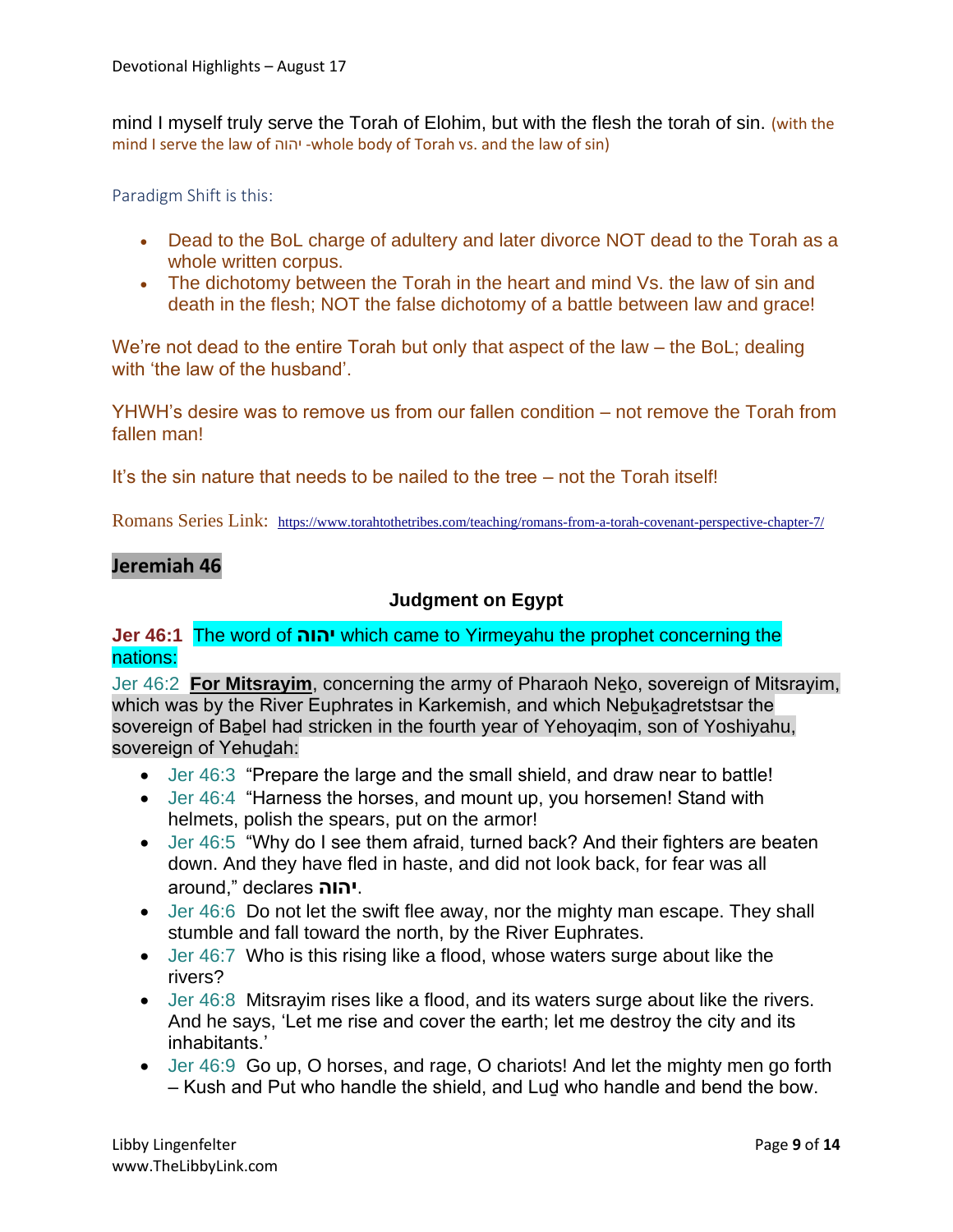mind I myself truly serve the Torah of Elohim, but with the flesh the torah of sin. (with the mind I serve the law of יהוה -whole body of Torah vs. and the law of sin)

Paradigm Shift is this:

- Dead to the BoL charge of adultery and later divorce NOT dead to the Torah as a whole written corpus.
- The dichotomy between the Torah in the heart and mind Vs. the law of sin and death in the flesh; NOT the false dichotomy of a battle between law and grace!

We're not dead to the entire Torah but only that aspect of the law – the BoL; dealing with 'the law of the husband'.

YHWH's desire was to remove us from our fallen condition – not remove the Torah from fallen man!

It's the sin nature that needs to be nailed to the tree – not the Torah itself!

Romans Series Link: https://www.torahtothetribes.com/teaching/romans-from-a-torah-covenant-perspective-chapter-7/

## Jeremiah 46

### Judgment on Egypt

**Jer 46:1** The word of **יהוה** which came to Yirmeyahu the prophet concerning the nations:

Jer 46:2 **For Mitsrayim**, concerning the army of Pharaoh Neḵo, sovereign of Mitsrayim, which was by the River Euphrates in Karkemish, and which Neḇuḵaḏretstsar the sovereign of Baḇel had stricken in the fourth year of Yehoyaqim, son of Yoshiyahu, sovereign of Yehuḏah:

- Jer 46:3 "Prepare the large and the small shield, and draw near to battle!
- Jer 46:4 "Harness the horses, and mount up, you horsemen! Stand with helmets, polish the spears, put on the armor!
- Jer 46:5 "Why do I see them afraid, turned back? And their fighters are beaten down. And they have fled in haste, and did not look back, for fear was all around," declares **יהוה**.
- Jer 46:6 Do not let the swift flee away, nor the mighty man escape. They shall stumble and fall toward the north, by the River Euphrates.
- Jer 46:7 Who is this rising like a flood, whose waters surge about like the rivers?
- Jer 46:8 Mitsrayim rises like a flood, and its waters surge about like the rivers. And he says, 'Let me rise and cover the earth; let me destroy the city and its inhabitants.'
- Jer 46:9 Go up, O horses, and rage, O chariots! And let the mighty men go forth – Kush and Put who handle the shield, and Luḏ who handle and bend the bow.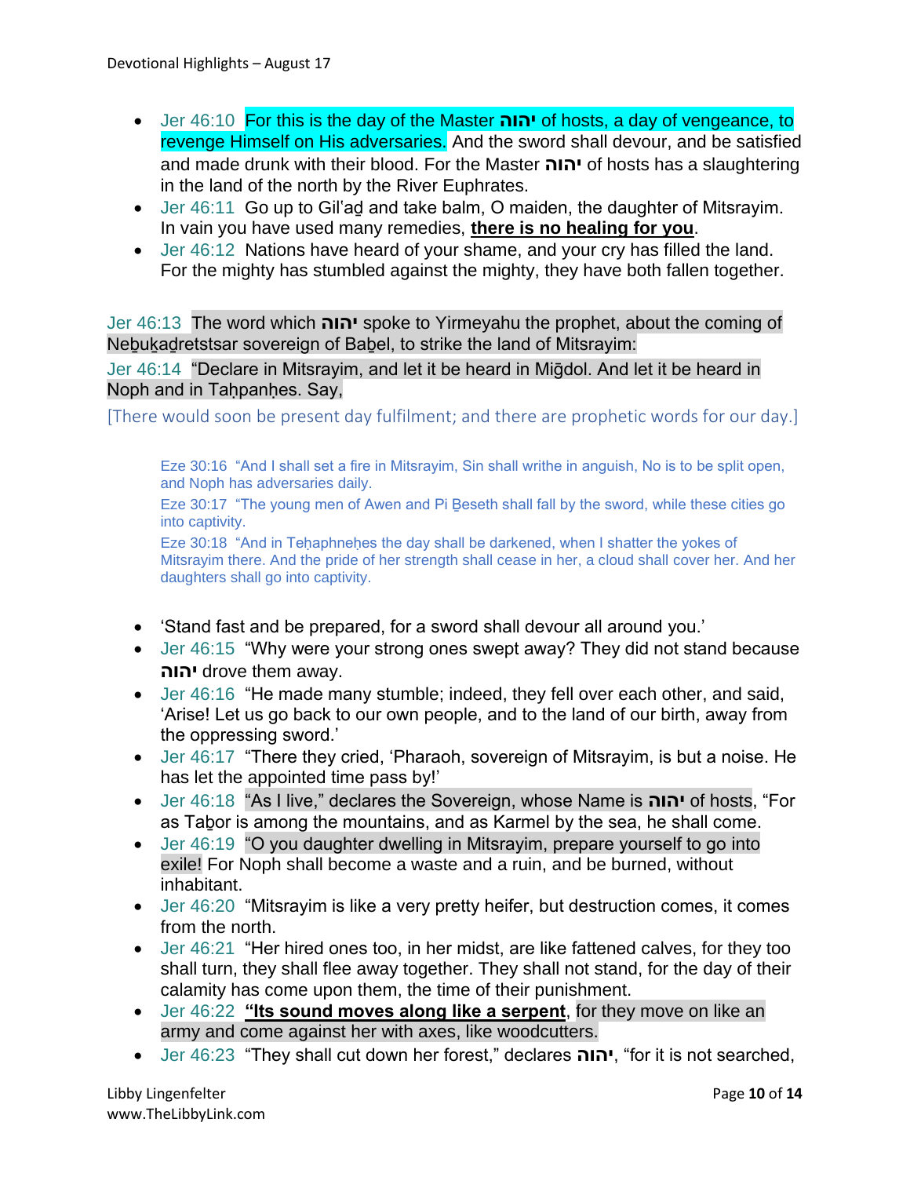- Jer 46:10 For this is the day of the Master יהוה of hosts, a day of vengeance, to revenge Himself on His adversaries. And the sword shall devour, and be satisfied and made drunk with their blood. For the Master יהוה of hosts has a slaughtering in the land of the north by the River Euphrates.
- Jer 46:11 Go up to Gil'aḏ and take balm, O maiden, the daughter of Mitsrayim. In vain you have used many remedies, **there is no healing for you**.
- Jer 46:12 Nations have heard of your shame, and your cry has filled the land. For the mighty has stumbled against the mighty, they have both fallen together.

Jer 46:13 The word which יהוה spoke to Yirmeyahu the prophet, about the coming of Neḇuḵaḏretstsar sovereign of Baḇel, to strike the land of Mitsrayim:

Jer 46:14 "Declare in Mitsrayim, and let it be heard in Miḡdol. And let it be heard in Noph and in Taḥpanḥes. Say,

[There would soon be present day fulfilment; and there are prophetic words for our day.]

> Eze 30:16 "And I shall set a fire in Mitsrayim, Sin shall writhe in anguish, No is to be split open, and Noph has adversaries daily.
>
> Eze 30:17 "The young men of Awen and Pi Ḇeseth shall fall by the sword, while these cities go into captivity.
>
> Eze 30:18 "And in Teḥaphneḥes the day shall be darkened, when I shatter the yokes of Mitsrayim there. And the pride of her strength shall cease in her, a cloud shall cover her. And her daughters shall go into captivity.

- 'Stand fast and be prepared, for a sword shall devour all around you.'
- Jer 46:15 "Why were your strong ones swept away? They did not stand because יהוה drove them away.
- Jer 46:16 "He made many stumble; indeed, they fell over each other, and said, 'Arise! Let us go back to our own people, and to the land of our birth, away from the oppressing sword.'
- Jer 46:17 "There they cried, 'Pharaoh, sovereign of Mitsrayim, is but a noise. He has let the appointed time pass by!'
- Jer 46:18 "As I live," declares the Sovereign, whose Name is יהוה of hosts, "For as Taḇor is among the mountains, and as Karmel by the sea, he shall come.
- Jer 46:19 "O you daughter dwelling in Mitsrayim, prepare yourself to go into exile! For Noph shall become a waste and a ruin, and be burned, without inhabitant.
- Jer 46:20 "Mitsrayim is like a very pretty heifer, but destruction comes, it comes from the north.
- Jer 46:21 "Her hired ones too, in her midst, are like fattened calves, for they too shall turn, they shall flee away together. They shall not stand, for the day of their calamity has come upon them, the time of their punishment.
- Jer 46:22 **"Its sound moves along like a serpent**, for they move on like an army and come against her with axes, like woodcutters.
- Jer 46:23 "They shall cut down her forest," declares יהוה, "for it is not searched,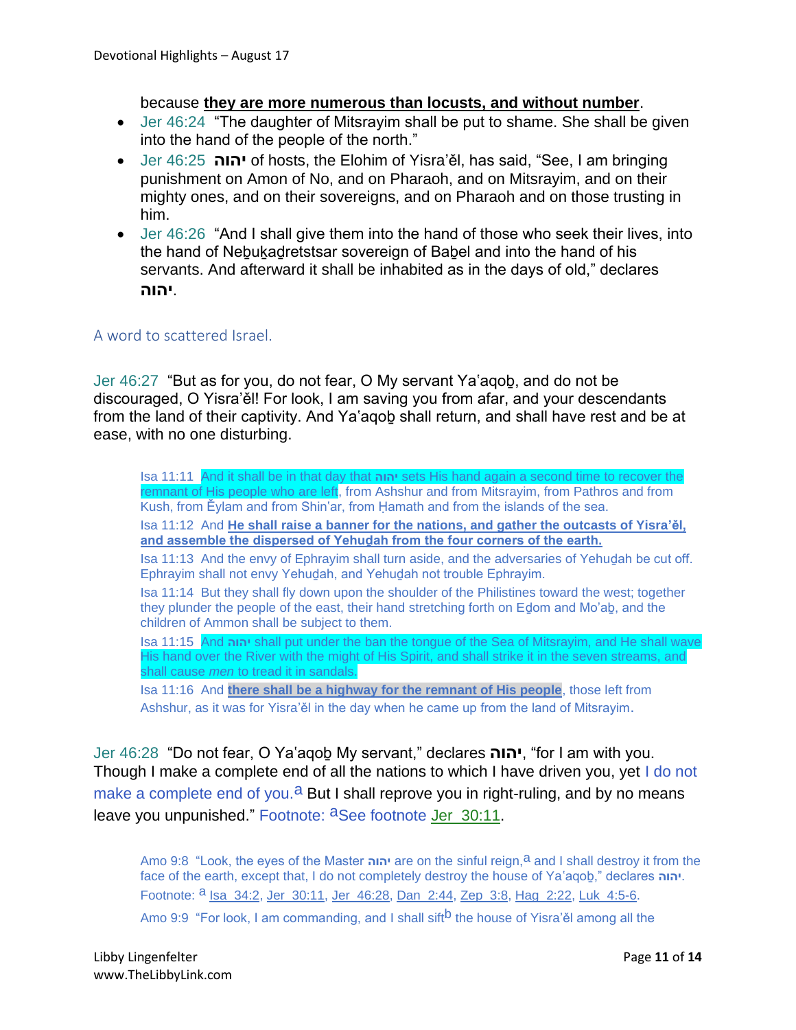because **they are more numerous than locusts, and without number**.

- Jer 46:24 “The daughter of Mitsrayim shall be put to shame. She shall be given into the hand of the people of the north.”
- Jer 46:25 **יהוה** of hosts, the Elohim of Yisra’ĕl, has said, “See, I am bringing punishment on Amon of No, and on Pharaoh, and on Mitsrayim, and on their mighty ones, and on their sovereigns, and on Pharaoh and on those trusting in him.
- Jer 46:26 “And I shall give them into the hand of those who seek their lives, into the hand of Neḇuḵaḏretstsar sovereign of Baḇel and into the hand of his servants. And afterward it shall be inhabited as in the days of old,” declares **יהוה**.

## A word to scattered Israel.

Jer 46:27 “But as for you, do not fear, O My servant Ya‘aqoḇ, and do not be discouraged, O Yisra’ĕl! For look, I am saving you from afar, and your descendants from the land of their captivity. And Ya‘aqoḇ shall return, and shall have rest and be at ease, with no one disturbing.

> Isa 11:11 And it shall be in that day that **יהוה** sets His hand again a second time to recover the remnant of His people who are left, from Ashshur and from Mitsrayim, from Pathros and from Kush, from Ěylam and from Shin‘ar, from Ḥamath and from the islands of the sea.
>
> Isa 11:12 And **He shall raise a banner for the nations, and gather the outcasts of Yisra’ĕl, and assemble the dispersed of Yehuḏah from the four corners of the earth.**
>
> Isa 11:13 And the envy of Ephrayim shall turn aside, and the adversaries of Yehuḏah be cut off. Ephrayim shall not envy Yehuḏah, and Yehuḏah not trouble Ephrayim.
>
> Isa 11:14 But they shall fly down upon the shoulder of the Philistines toward the west; together they plunder the people of the east, their hand stretching forth on Eḏom and Mo’aḇ, and the children of Ammon shall be subject to them.
>
> Isa 11:15 And **יהוה** shall put under the ban the tongue of the Sea of Mitsrayim, and He shall wave His hand over the River with the might of His Spirit, and shall strike it in the seven streams, and shall cause *men* to tread it in sandals.
>
> Isa 11:16 And **there shall be a highway for the remnant of His people**, those left from Ashshur, as it was for Yisra’ĕl in the day when he came up from the land of Mitsrayim.

Jer 46:28 “Do not fear, O Ya‘aqoḇ My servant,” declares **יהוה**, “for I am with you. Though I make a complete end of all the nations to which I have driven you, yet I do not make a complete end of you.[a] But I shall reprove you in right-ruling, and by no means leave you unpunished.” Footnote: [a]See footnote Jer 30:11.

> Amo 9:8 “Look, the eyes of the Master **יהוה** are on the sinful reign,[a] and I shall destroy it from the face of the earth, except that, I do not completely destroy the house of Ya‘aqoḇ,” declares **יהוה**.
> Footnote: [a] Isa 34:2, Jer 30:11, Jer 46:28, Dan 2:44, Zep 3:8, Hag 2:22, Luk 4:5-6.
>
> Amo 9:9 “For look, I am commanding, and I shall sift[b] the house of Yisra’ĕl among all the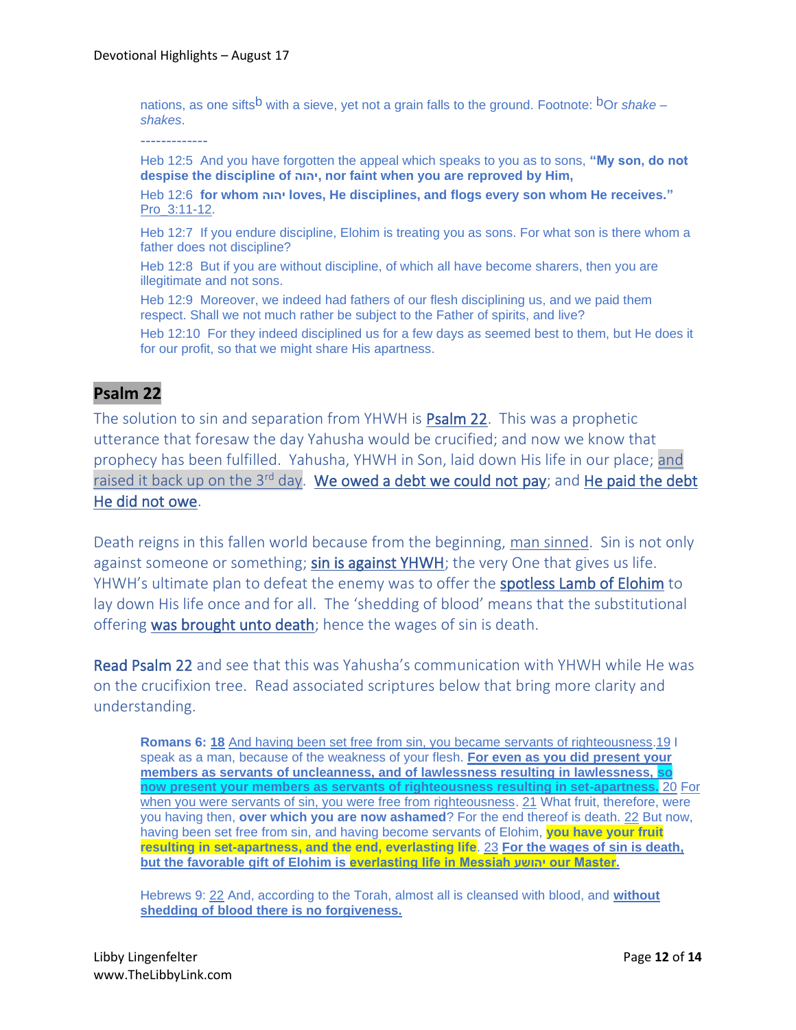nations, as one sifts[b] with a sieve, yet not a grain falls to the ground. Footnote: [b]Or *shake – shakes*.

-------------

Heb 12:5 And you have forgotten the appeal which speaks to you as to sons, **"My son, do not despise the discipline of יהוה, nor faint when you are reproved by Him,**

Heb 12:6 **for whom יהוה loves, He disciplines, and flogs every son whom He receives."** Pro_3:11-12.

Heb 12:7 If you endure discipline, Elohim is treating you as sons. For what son is there whom a father does not discipline?

Heb 12:8 But if you are without discipline, of which all have become sharers, then you are illegitimate and not sons.

Heb 12:9 Moreover, we indeed had fathers of our flesh disciplining us, and we paid them respect. Shall we not much rather be subject to the Father of spirits, and live?

Heb 12:10 For they indeed disciplined us for a few days as seemed best to them, but He does it for our profit, so that we might share His apartness.

## Psalm 22

The solution to sin and separation from YHWH is Psalm 22. This was a prophetic utterance that foresaw the day Yahusha would be crucified; and now we know that prophecy has been fulfilled. Yahusha, YHWH in Son, laid down His life in our place; and raised it back up on the 3rd day. We owed a debt we could not pay; and He paid the debt He did not owe.

Death reigns in this fallen world because from the beginning, man sinned. Sin is not only against someone or something; sin is against YHWH; the very One that gives us life. YHWH's ultimate plan to defeat the enemy was to offer the spotless Lamb of Elohim to lay down His life once and for all. The 'shedding of blood' means that the substitutional offering was brought unto death; hence the wages of sin is death.

Read Psalm 22 and see that this was Yahusha's communication with YHWH while He was on the crucifixion tree. Read associated scriptures below that bring more clarity and understanding.

**Romans 6:** **18** And having been set free from sin, you became servants of righteousness.19 I speak as a man, because of the weakness of your flesh. **For even as you did present your members as servants of uncleanness, and of lawlessness resulting in lawlessness, so now present your members as servants of righteousness resulting in set-apartness.** 20 For when you were servants of sin, you were free from righteousness. 21 What fruit, therefore, were you having then, **over which you are now ashamed**? For the end thereof is death. 22 But now, having been set free from sin, and having become servants of Elohim, **you have your fruit resulting in set-apartness, and the end, everlasting life**. 23 **For the wages of sin is death, but the favorable gift of Elohim is everlasting life in Messiah יהושע our Master.**

Hebrews 9: 22 And, according to the Torah, almost all is cleansed with blood, and **without shedding of blood there is no forgiveness.**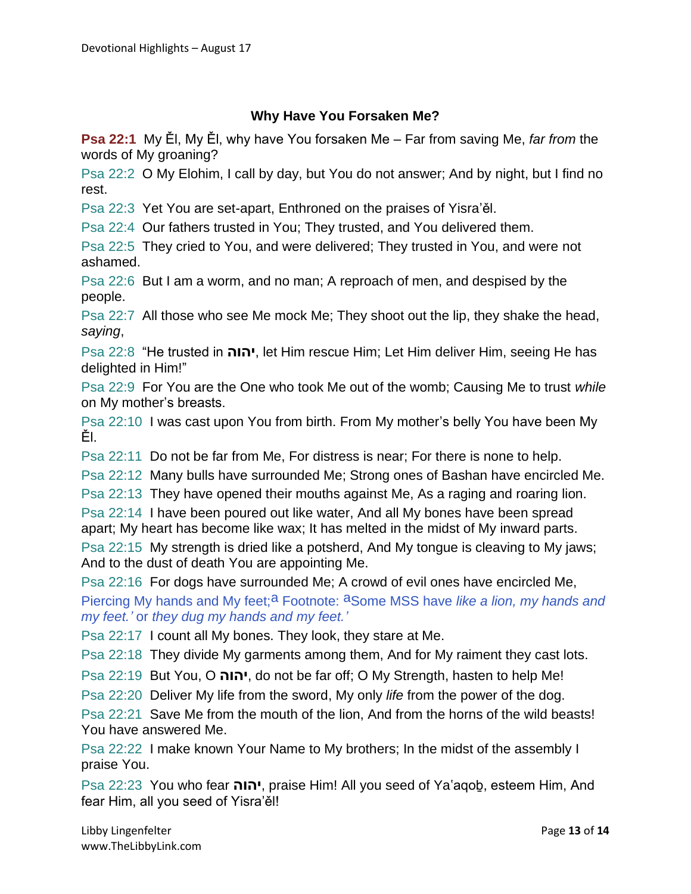## Why Have You Forsaken Me?

**Psa 22:1** My Ěl, My Ěl, why have You forsaken Me – Far from saving Me, *far from* the words of My groaning?

Psa 22:2 O My Elohim, I call by day, but You do not answer; And by night, but I find no rest.

Psa 22:3 Yet You are set-apart, Enthroned on the praises of Yisra'ěl.

Psa 22:4 Our fathers trusted in You; They trusted, and You delivered them.

Psa 22:5 They cried to You, and were delivered; They trusted in You, and were not ashamed.

Psa 22:6 But I am a worm, and no man; A reproach of men, and despised by the people.

Psa 22:7 All those who see Me mock Me; They shoot out the lip, they shake the head, *saying*,

Psa 22:8 "He trusted in **יהוה**, let Him rescue Him; Let Him deliver Him, seeing He has delighted in Him!"

Psa 22:9 For You are the One who took Me out of the womb; Causing Me to trust *while* on My mother's breasts.

Psa 22:10 I was cast upon You from birth. From My mother's belly You have been My Ěl.

Psa 22:11 Do not be far from Me, For distress is near; For there is none to help.

Psa 22:12 Many bulls have surrounded Me; Strong ones of Bashan have encircled Me.

Psa 22:13 They have opened their mouths against Me, As a raging and roaring lion.

Psa 22:14 I have been poured out like water, And all My bones have been spread apart; My heart has become like wax; It has melted in the midst of My inward parts.

Psa 22:15 My strength is dried like a potsherd, And My tongue is cleaving to My jaws; And to the dust of death You are appointing Me.

Psa 22:16 For dogs have surrounded Me; A crowd of evil ones have encircled Me, Piercing My hands and My feet;[a] Footnote: [a]Some MSS have *like a lion, my hands and my feet.'* or *they dug my hands and my feet.'*

Psa 22:17 I count all My bones. They look, they stare at Me.

Psa 22:18 They divide My garments among them, And for My raiment they cast lots.

Psa 22:19 But You, O **יהוה**, do not be far off; O My Strength, hasten to help Me!

Psa 22:20 Deliver My life from the sword, My only *life* from the power of the dog.

Psa 22:21 Save Me from the mouth of the lion, And from the horns of the wild beasts! You have answered Me.

Psa 22:22 I make known Your Name to My brothers; In the midst of the assembly I praise You.

Psa 22:23 You who fear **יהוה**, praise Him! All you seed of Yaʽaqoḇ, esteem Him, And fear Him, all you seed of Yisra'ěl!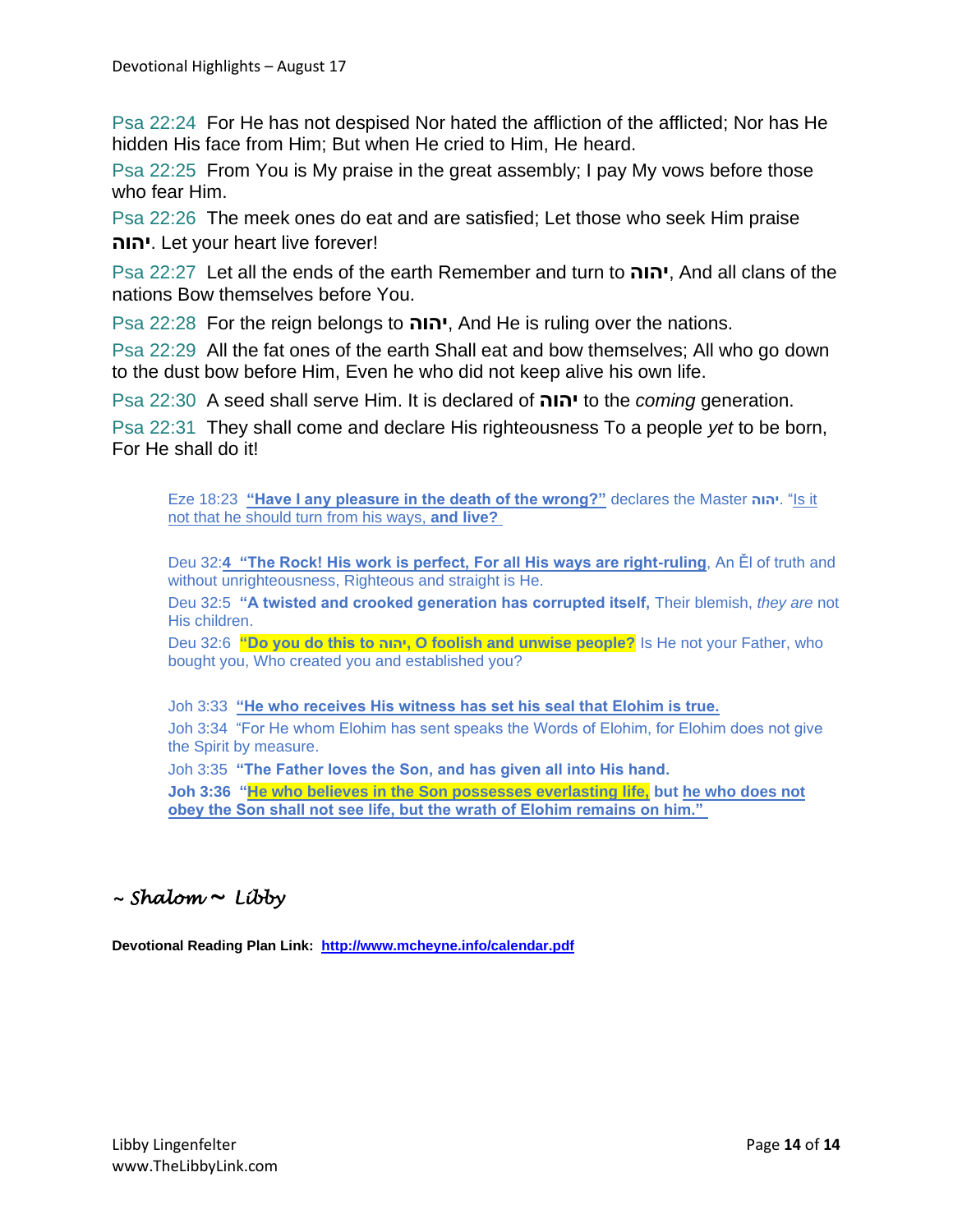Psa 22:24 For He has not despised Nor hated the affliction of the afflicted; Nor has He hidden His face from Him; But when He cried to Him, He heard.

Psa 22:25 From You is My praise in the great assembly; I pay My vows before those who fear Him.

Psa 22:26 The meek ones do eat and are satisfied; Let those who seek Him praise **יהוה**. Let your heart live forever!

Psa 22:27 Let all the ends of the earth Remember and turn to **יהוה**, And all clans of the nations Bow themselves before You.

Psa 22:28 For the reign belongs to **יהוה**, And He is ruling over the nations.

Psa 22:29 All the fat ones of the earth Shall eat and bow themselves; All who go down to the dust bow before Him, Even he who did not keep alive his own life.

Psa 22:30 A seed shall serve Him. It is declared of **יהוה** to the *coming* generation.

Psa 22:31 They shall come and declare His righteousness To a people *yet* to be born, For He shall do it!

> Eze 18:23 **"Have I any pleasure in the death of the wrong?"** declares the Master **יהוה**. "Is it not that he should turn from his ways, **and live?**
>
> Deu 32:**4 "The Rock! His work is perfect, For all His ways are right-ruling**, An Ěl of truth and without unrighteousness, Righteous and straight is He.
>
> Deu 32:5 **"A twisted and crooked generation has corrupted itself,** Their blemish, *they are* not His children.
>
> Deu 32:6 **"Do you do this to יהוה, O foolish and unwise people?** Is He not your Father, who bought you, Who created you and established you?
>
> Joh 3:33 **"He who receives His witness has set his seal that Elohim is true.**
>
> Joh 3:34 "For He whom Elohim has sent speaks the Words of Elohim, for Elohim does not give the Spirit by measure.
>
> Joh 3:35 **"The Father loves the Son, and has given all into His hand.**
>
> **Joh 3:36 "He who believes in the Son possesses everlasting life, but he who does not obey the Son shall not see life, but the wrath of Elohim remains on him."**

*~ Shalom ~ Libby*

**Devotional Reading Plan Link: http://www.mcheyne.info/calendar.pdf**

Libby Lingenfelter
www.TheLibbyLink.com